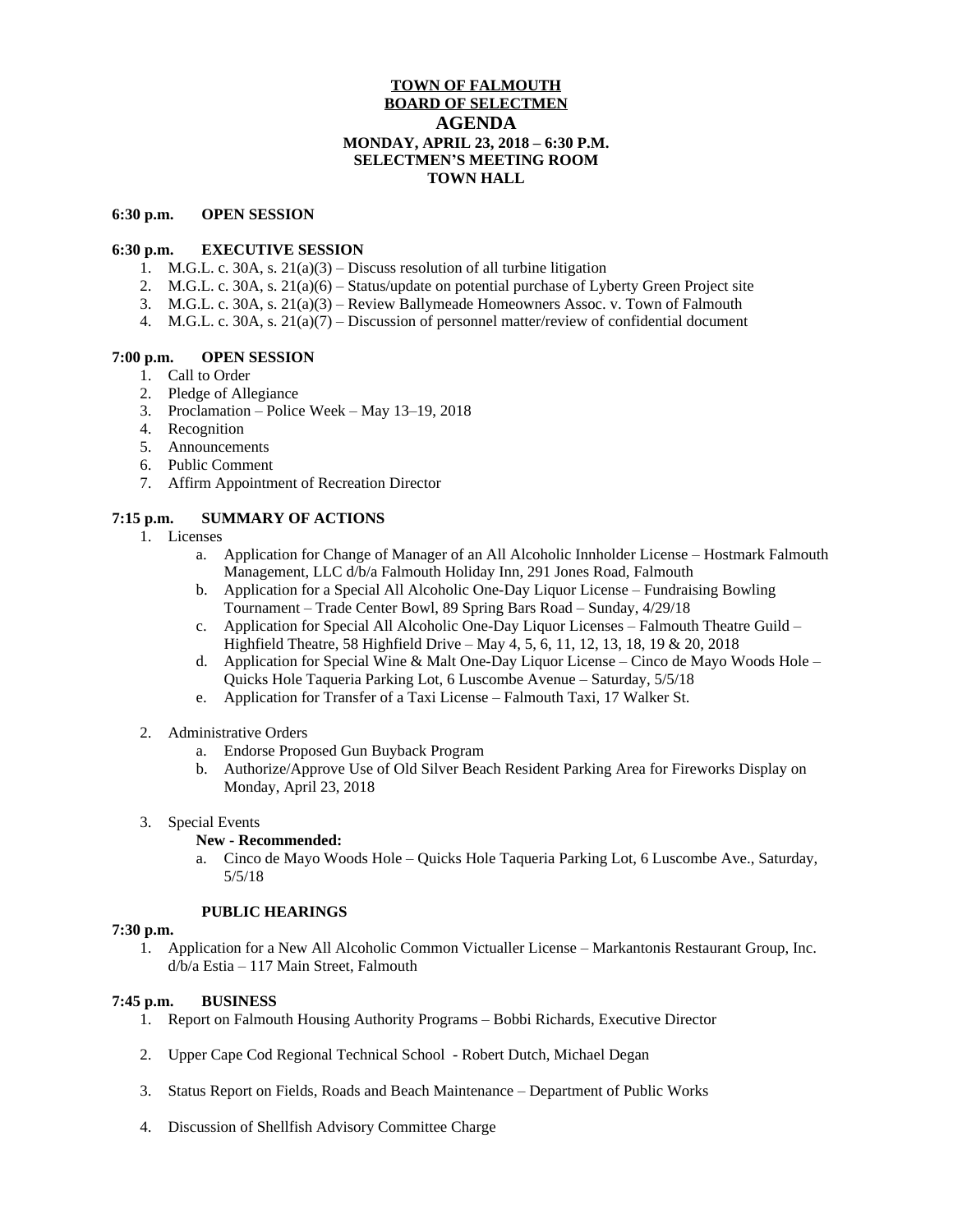**TOWN OF FALMOUTH**
**BOARD OF SELECTMEN**

# AGENDA

**MONDAY, APRIL 23, 2018 – 6:30 P.M.**
**SELECTMEN'S MEETING ROOM**
**TOWN HALL**

**6:30 p.m. OPEN SESSION**

**6:30 p.m. EXECUTIVE SESSION**

1. M.G.L. c. 30A, s. 21(a)(3) – Discuss resolution of all turbine litigation
2. M.G.L. c. 30A, s. 21(a)(6) – Status/update on potential purchase of Lyberty Green Project site
3. M.G.L. c. 30A, s. 21(a)(3) – Review Ballymeade Homeowners Assoc. v. Town of Falmouth
4. M.G.L. c. 30A, s. 21(a)(7) – Discussion of personnel matter/review of confidential document

**7:00 p.m. OPEN SESSION**

1. Call to Order
2. Pledge of Allegiance
3. Proclamation – Police Week – May 13–19, 2018
4. Recognition
5. Announcements
6. Public Comment
7. Affirm Appointment of Recreation Director

**7:15 p.m. SUMMARY OF ACTIONS**

1. Licenses
   a. Application for Change of Manager of an All Alcoholic Innholder License – Hostmark Falmouth Management, LLC d/b/a Falmouth Holiday Inn, 291 Jones Road, Falmouth
   b. Application for a Special All Alcoholic One-Day Liquor License – Fundraising Bowling Tournament – Trade Center Bowl, 89 Spring Bars Road – Sunday, 4/29/18
   c. Application for Special All Alcoholic One-Day Liquor Licenses – Falmouth Theatre Guild – Highfield Theatre, 58 Highfield Drive – May 4, 5, 6, 11, 12, 13, 18, 19 & 20, 2018
   d. Application for Special Wine & Malt One-Day Liquor License – Cinco de Mayo Woods Hole – Quicks Hole Taqueria Parking Lot, 6 Luscombe Avenue – Saturday, 5/5/18
   e. Application for Transfer of a Taxi License – Falmouth Taxi, 17 Walker St.

2. Administrative Orders
   a. Endorse Proposed Gun Buyback Program
   b. Authorize/Approve Use of Old Silver Beach Resident Parking Area for Fireworks Display on Monday, April 23, 2018

3. Special Events
   **New - Recommended:**
   a. Cinco de Mayo Woods Hole – Quicks Hole Taqueria Parking Lot, 6 Luscombe Ave., Saturday, 5/5/18

**PUBLIC HEARINGS**

**7:30 p.m.**

1. Application for a New All Alcoholic Common Victualler License – Markantonis Restaurant Group, Inc. d/b/a Estia – 117 Main Street, Falmouth

**7:45 p.m. BUSINESS**

1. Report on Falmouth Housing Authority Programs – Bobbi Richards, Executive Director

2. Upper Cape Cod Regional Technical School - Robert Dutch, Michael Degan

3. Status Report on Fields, Roads and Beach Maintenance – Department of Public Works

4. Discussion of Shellfish Advisory Committee Charge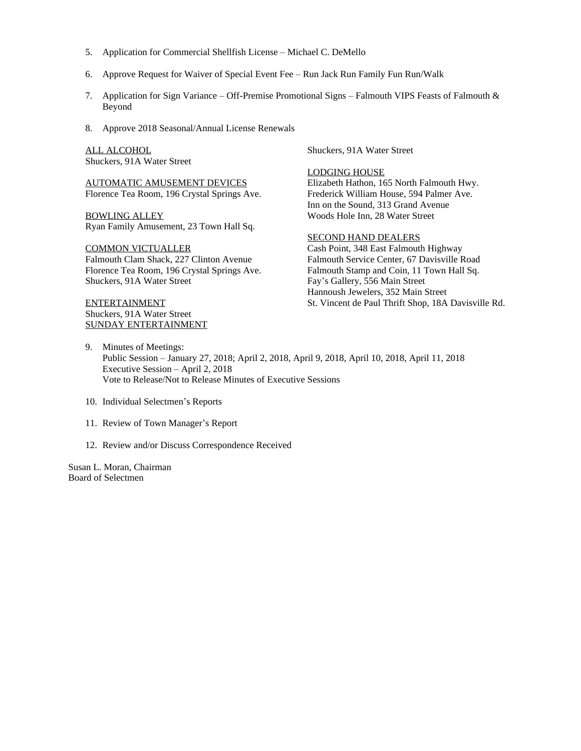5. Application for Commercial Shellfish License – Michael C. DeMello

6. Approve Request for Waiver of Special Event Fee – Run Jack Run Family Fun Run/Walk

7. Application for Sign Variance – Off-Premise Promotional Signs – Falmouth VIPS Feasts of Falmouth & Beyond

8. Approve 2018 Seasonal/Annual License Renewals

<u>ALL ALCOHOL</u>
Shuckers, 91A Water Street

<u>AUTOMATIC AMUSEMENT DEVICES</u>
Florence Tea Room, 196 Crystal Springs Ave.

<u>BOWLING ALLEY</u>
Ryan Family Amusement, 23 Town Hall Sq.

<u>COMMON VICTUALLER</u>
Falmouth Clam Shack, 227 Clinton Avenue
Florence Tea Room, 196 Crystal Springs Ave.
Shuckers, 91A Water Street

<u>ENTERTAINMENT</u>
Shuckers, 91A Water Street

<u>SUNDAY ENTERTAINMENT</u>
Shuckers, 91A Water Street

<u>LODGING HOUSE</u>
Elizabeth Hathon, 165 North Falmouth Hwy.
Frederick William House, 594 Palmer Ave.
Inn on the Sound, 313 Grand Avenue
Woods Hole Inn, 28 Water Street

<u>SECOND HAND DEALERS</u>
Cash Point, 348 East Falmouth Highway
Falmouth Service Center, 67 Davisville Road
Falmouth Stamp and Coin, 11 Town Hall Sq.
Fay's Gallery, 556 Main Street
Hannoush Jewelers, 352 Main Street
St. Vincent de Paul Thrift Shop, 18A Davisville Rd.

9. Minutes of Meetings:
   Public Session – January 27, 2018; April 2, 2018, April 9, 2018, April 10, 2018, April 11, 2018
   Executive Session – April 2, 2018
   Vote to Release/Not to Release Minutes of Executive Sessions

10. Individual Selectmen's Reports

11. Review of Town Manager's Report

12. Review and/or Discuss Correspondence Received

Susan L. Moran, Chairman
Board of Selectmen